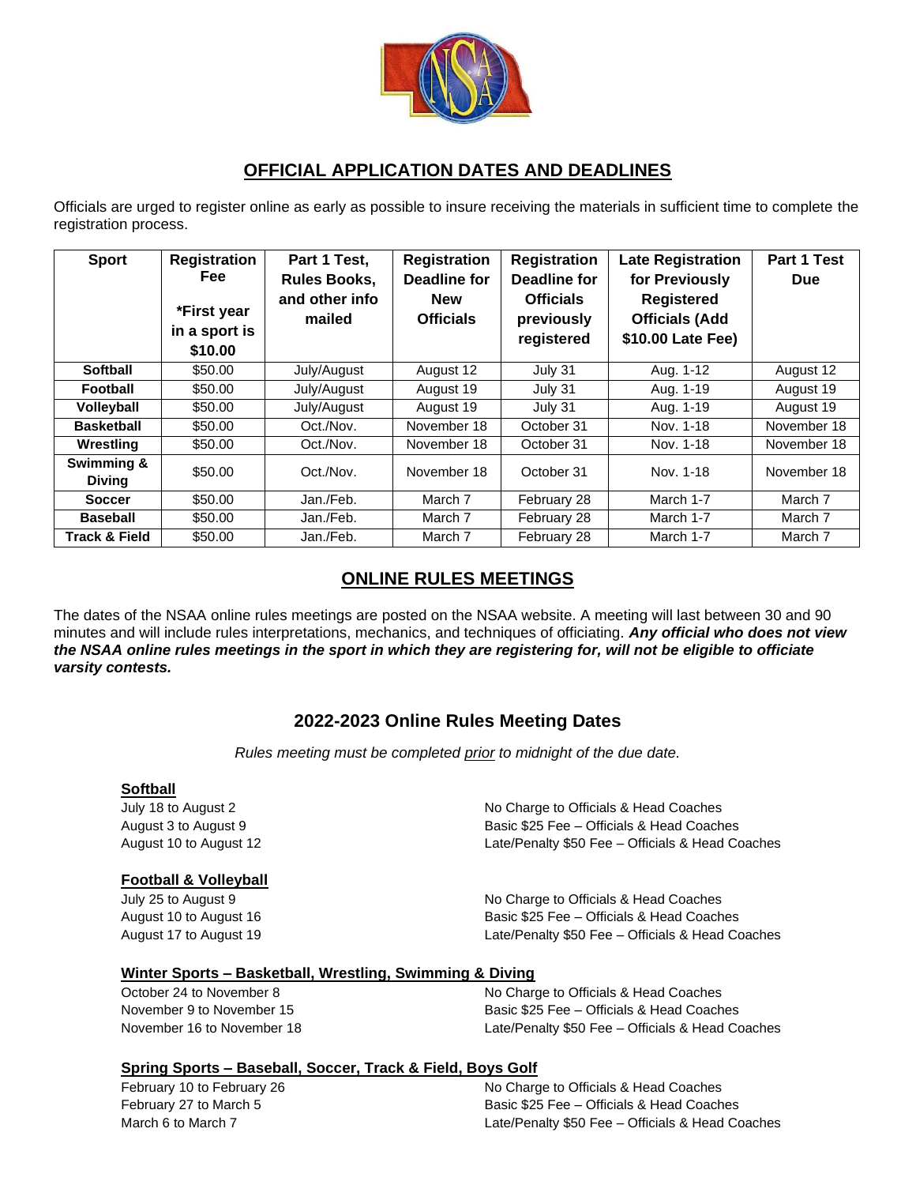## OFFICIAL APPLICATION DATES AND DEADLINES

Officials are urged to register online as early as possible to insure receiving the materials in sufficient time to complete the registration process.

| Sport | Registration Fee *First year in a sport is $10.00 | Part 1 Test, Rules Books, and other info mailed | Registration Deadline for New Officials | Registration Deadline for Officials previously registered | Late Registration for Previously Registered Officials (Add $10.00 Late Fee) | Part 1 Test Due |
|---|---|---|---|---|---|---|
| **Softball** | $50.00 | July/August | August 12 | July 31 | Aug. 1-12 | August 12 |
| **Football** | $50.00 | July/August | August 19 | July 31 | Aug. 1-19 | August 19 |
| **Volleyball** | $50.00 | July/August | August 19 | July 31 | Aug. 1-19 | August 19 |
| **Basketball** | $50.00 | Oct./Nov. | November 18 | October 31 | Nov. 1-18 | November 18 |
| **Wrestling** | $50.00 | Oct./Nov. | November 18 | October 31 | Nov. 1-18 | November 18 |
| **Swimming & Diving** | $50.00 | Oct./Nov. | November 18 | October 31 | Nov. 1-18 | November 18 |
| **Soccer** | $50.00 | Jan./Feb. | March 7 | February 28 | March 1-7 | March 7 |
| **Baseball** | $50.00 | Jan./Feb. | March 7 | February 28 | March 1-7 | March 7 |
| **Track & Field** | $50.00 | Jan./Feb. | March 7 | February 28 | March 1-7 | March 7 |

## ONLINE RULES MEETINGS

The dates of the NSAA online rules meetings are posted on the NSAA website. A meeting will last between 30 and 90 minutes and will include rules interpretations, mechanics, and techniques of officiating. ***Any official who does not view the NSAA online rules meetings in the sport in which they are registering for, will not be eligible to officiate varsity contests.***

## 2022-2023 Online Rules Meeting Dates

*Rules meeting must be completed prior to midnight of the due date.*

**Softball**

July 18 to August 2 — No Charge to Officials & Head Coaches
August 3 to August 9 — Basic $25 Fee – Officials & Head Coaches
August 10 to August 12 — Late/Penalty $50 Fee – Officials & Head Coaches

**Football & Volleyball**

July 25 to August 9 — No Charge to Officials & Head Coaches
August 10 to August 16 — Basic $25 Fee – Officials & Head Coaches
August 17 to August 19 — Late/Penalty $50 Fee – Officials & Head Coaches

**Winter Sports – Basketball, Wrestling, Swimming & Diving**

October 24 to November 8 — No Charge to Officials & Head Coaches
November 9 to November 15 — Basic $25 Fee – Officials & Head Coaches
November 16 to November 18 — Late/Penalty $50 Fee – Officials & Head Coaches

**Spring Sports – Baseball, Soccer, Track & Field, Boys Golf**

February 10 to February 26 — No Charge to Officials & Head Coaches
February 27 to March 5 — Basic $25 Fee – Officials & Head Coaches
March 6 to March 7 — Late/Penalty $50 Fee – Officials & Head Coaches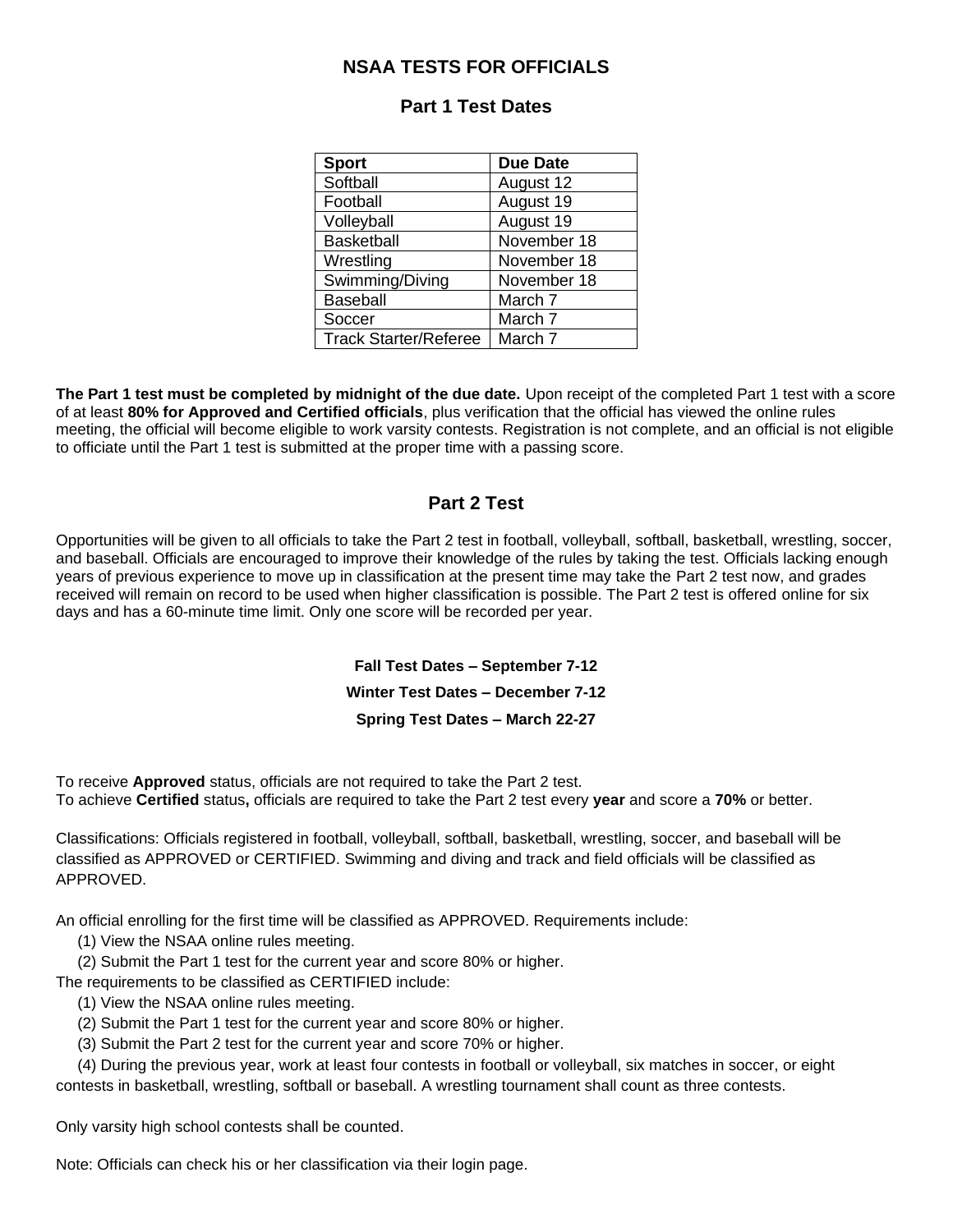# NSAA TESTS FOR OFFICIALS

## Part 1 Test Dates

| Sport | Due Date |
|---|---|
| Softball | August 12 |
| Football | August 19 |
| Volleyball | August 19 |
| Basketball | November 18 |
| Wrestling | November 18 |
| Swimming/Diving | November 18 |
| Baseball | March 7 |
| Soccer | March 7 |
| Track Starter/Referee | March 7 |

**The Part 1 test must be completed by midnight of the due date.** Upon receipt of the completed Part 1 test with a score of at least **80% for Approved and Certified officials**, plus verification that the official has viewed the online rules meeting, the official will become eligible to work varsity contests. Registration is not complete, and an official is not eligible to officiate until the Part 1 test is submitted at the proper time with a passing score.

## Part 2 Test

Opportunities will be given to all officials to take the Part 2 test in football, volleyball, softball, basketball, wrestling, soccer, and baseball. Officials are encouraged to improve their knowledge of the rules by taking the test. Officials lacking enough years of previous experience to move up in classification at the present time may take the Part 2 test now, and grades received will remain on record to be used when higher classification is possible. The Part 2 test is offered online for six days and has a 60-minute time limit. Only one score will be recorded per year.

**Fall Test Dates – September 7-12**

**Winter Test Dates – December 7-12**

**Spring Test Dates – March 22-27**

To receive **Approved** status, officials are not required to take the Part 2 test.
To achieve **Certified** status**,** officials are required to take the Part 2 test every **year** and score a **70%** or better.

Classifications: Officials registered in football, volleyball, softball, basketball, wrestling, soccer, and baseball will be classified as APPROVED or CERTIFIED. Swimming and diving and track and field officials will be classified as APPROVED.

An official enrolling for the first time will be classified as APPROVED. Requirements include:

(1) View the NSAA online rules meeting.
(2) Submit the Part 1 test for the current year and score 80% or higher.

The requirements to be classified as CERTIFIED include:

(1) View the NSAA online rules meeting.
(2) Submit the Part 1 test for the current year and score 80% or higher.
(3) Submit the Part 2 test for the current year and score 70% or higher.
(4) During the previous year, work at least four contests in football or volleyball, six matches in soccer, or eight contests in basketball, wrestling, softball or baseball. A wrestling tournament shall count as three contests.

Only varsity high school contests shall be counted.

Note: Officials can check his or her classification via their login page.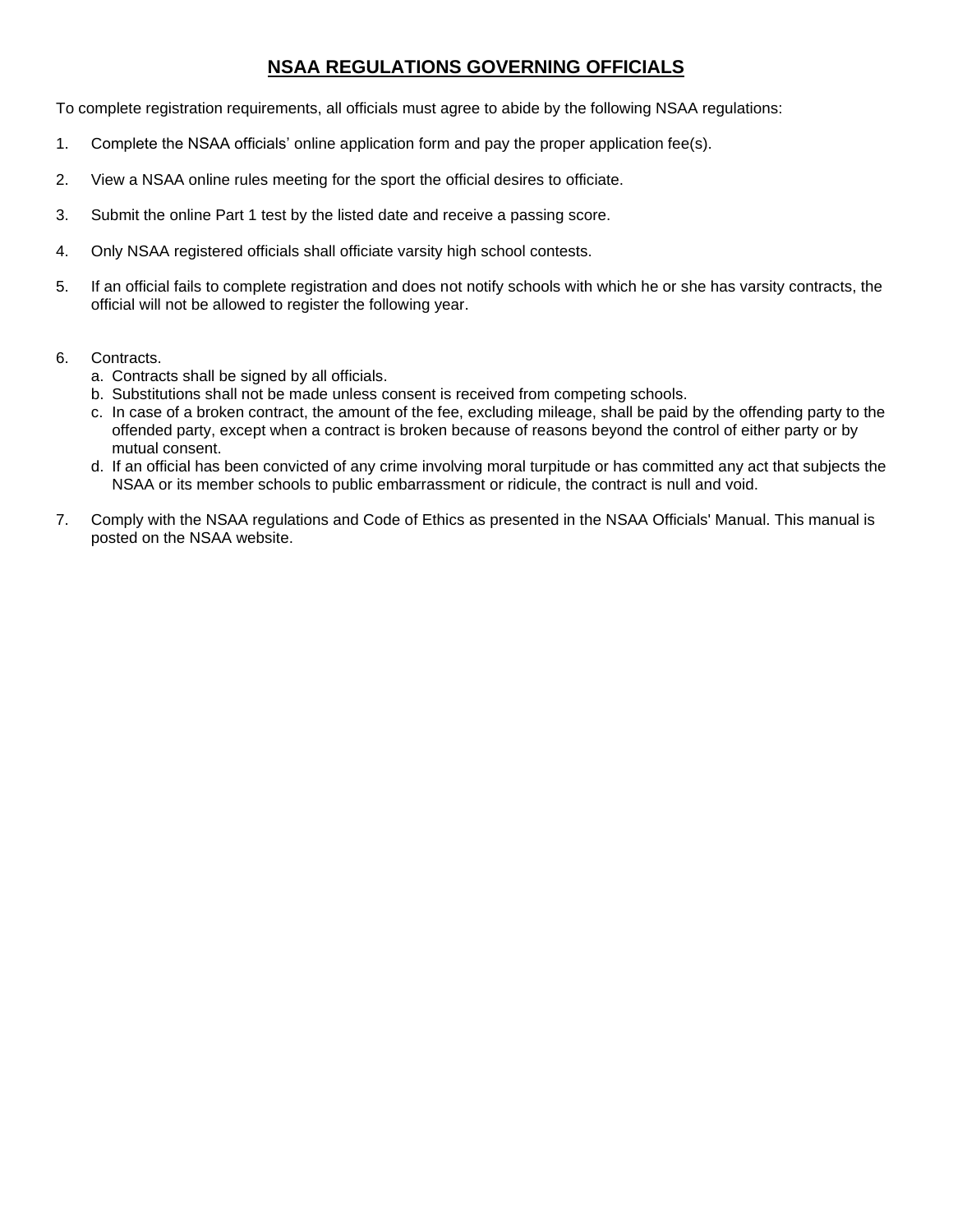# NSAA REGULATIONS GOVERNING OFFICIALS

To complete registration requirements, all officials must agree to abide by the following NSAA regulations:

1. Complete the NSAA officials' online application form and pay the proper application fee(s).

2. View a NSAA online rules meeting for the sport the official desires to officiate.

3. Submit the online Part 1 test by the listed date and receive a passing score.

4. Only NSAA registered officials shall officiate varsity high school contests.

5. If an official fails to complete registration and does not notify schools with which he or she has varsity contracts, the official will not be allowed to register the following year.

6. Contracts.
   a. Contracts shall be signed by all officials.
   b. Substitutions shall not be made unless consent is received from competing schools.
   c. In case of a broken contract, the amount of the fee, excluding mileage, shall be paid by the offending party to the offended party, except when a contract is broken because of reasons beyond the control of either party or by mutual consent.
   d. If an official has been convicted of any crime involving moral turpitude or has committed any act that subjects the NSAA or its member schools to public embarrassment or ridicule, the contract is null and void.

7. Comply with the NSAA regulations and Code of Ethics as presented in the NSAA Officials' Manual. This manual is posted on the NSAA website.